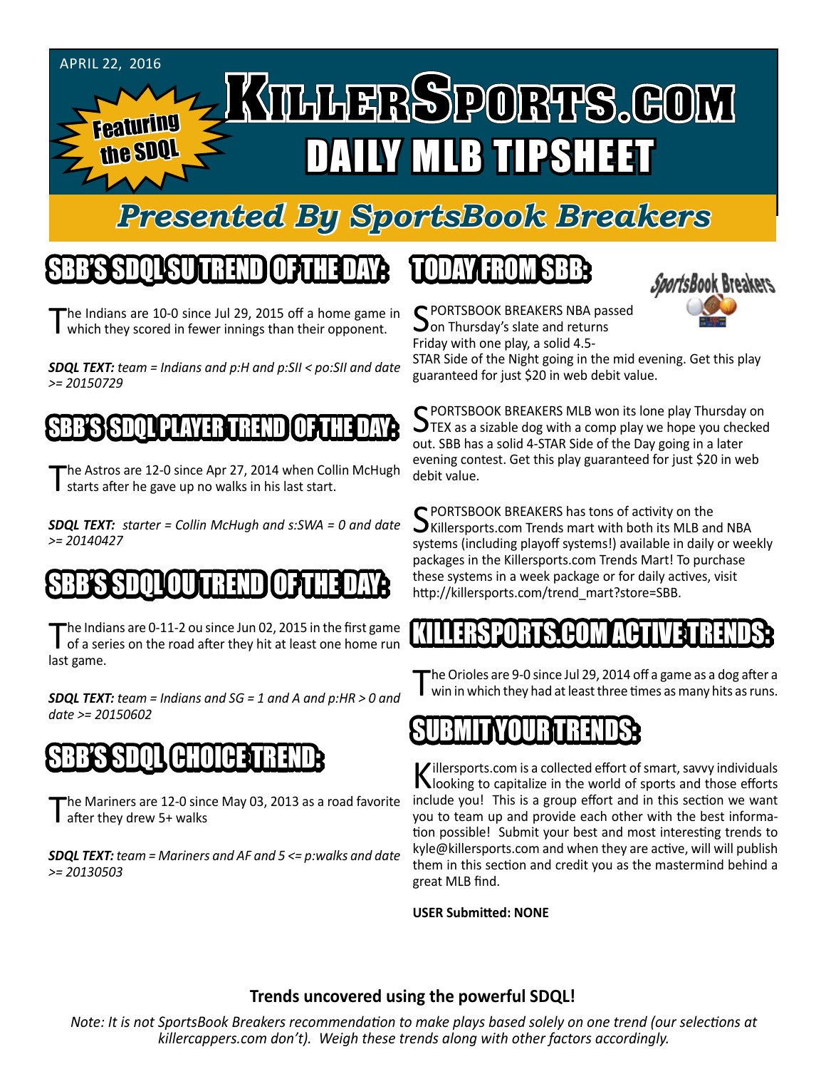APRIL 22, 2016

Featuring the SDQL

# KILLERSPORTS.COM DAILY MLB TIPSHEET

## *Presented By SportsBook Breakers*

## SBB'S SDQL SU TREND OF THE DAY:

The Indians are 10-0 since Jul 29, 2015 off a home game in which they scored in fewer innings than their opponent.

***SDQL TEXT:*** *team = Indians and p:H and p:SII < po:SII and date >= 20150729*

## SBB'S SDQL PLAYER TREND OF THE DAY:

The Astros are 12-0 since Apr 27, 2014 when Collin McHugh starts after he gave up no walks in his last start.

***SDQL TEXT:*** *starter = Collin McHugh and s:SWA = 0 and date >= 20140427*

## SBB'S SDQL OU TREND OF THE DAY:

The Indians are 0-11-2 ou since Jun 02, 2015 in the first game of a series on the road after they hit at least one home run last game.

***SDQL TEXT:*** *team = Indians and SG = 1 and A and p:HR > 0 and date >= 20150602*

## SBB'S SDQL CHOICE TREND:

The Mariners are 12-0 since May 03, 2013 as a road favorite after they drew 5+ walks

***SDQL TEXT:*** *team = Mariners and AF and 5 <= p:walks and date >= 20130503*

## TODAY FROM SBB:

SPORTSBOOK BREAKERS NBA passed on Thursday's slate and returns Friday with one play, a solid 4.5-STAR Side of the Night going in the mid evening. Get this play guaranteed for just $20 in web debit value.

SPORTSBOOK BREAKERS MLB won its lone play Thursday on TEX as a sizable dog with a comp play we hope you checked out. SBB has a solid 4-STAR Side of the Day going in a later evening contest. Get this play guaranteed for just $20 in web debit value.

SPORTSBOOK BREAKERS has tons of activity on the Killersports.com Trends mart with both its MLB and NBA systems (including playoff systems!) available in daily or weekly packages in the Killersports.com Trends Mart! To purchase these systems in a week package or for daily actives, visit http://killersports.com/trend_mart?store=SBB.

## KILLERSPORTS.COM ACTIVE TRENDS:

The Orioles are 9-0 since Jul 29, 2014 off a game as a dog after a win in which they had at least three times as many hits as runs.

## SUBMIT YOUR TRENDS:

Killersports.com is a collected effort of smart, savvy individuals looking to capitalize in the world of sports and those efforts include you! This is a group effort and in this section we want you to team up and provide each other with the best information possible! Submit your best and most interesting trends to kyle@killersports.com and when they are active, will will publish them in this section and credit you as the mastermind behind a great MLB find.

**USER Submitted: NONE**

**Trends uncovered using the powerful SDQL!**

*Note: It is not SportsBook Breakers recommendation to make plays based solely on one trend (our selections at killercappers.com don't). Weigh these trends along with other factors accordingly.*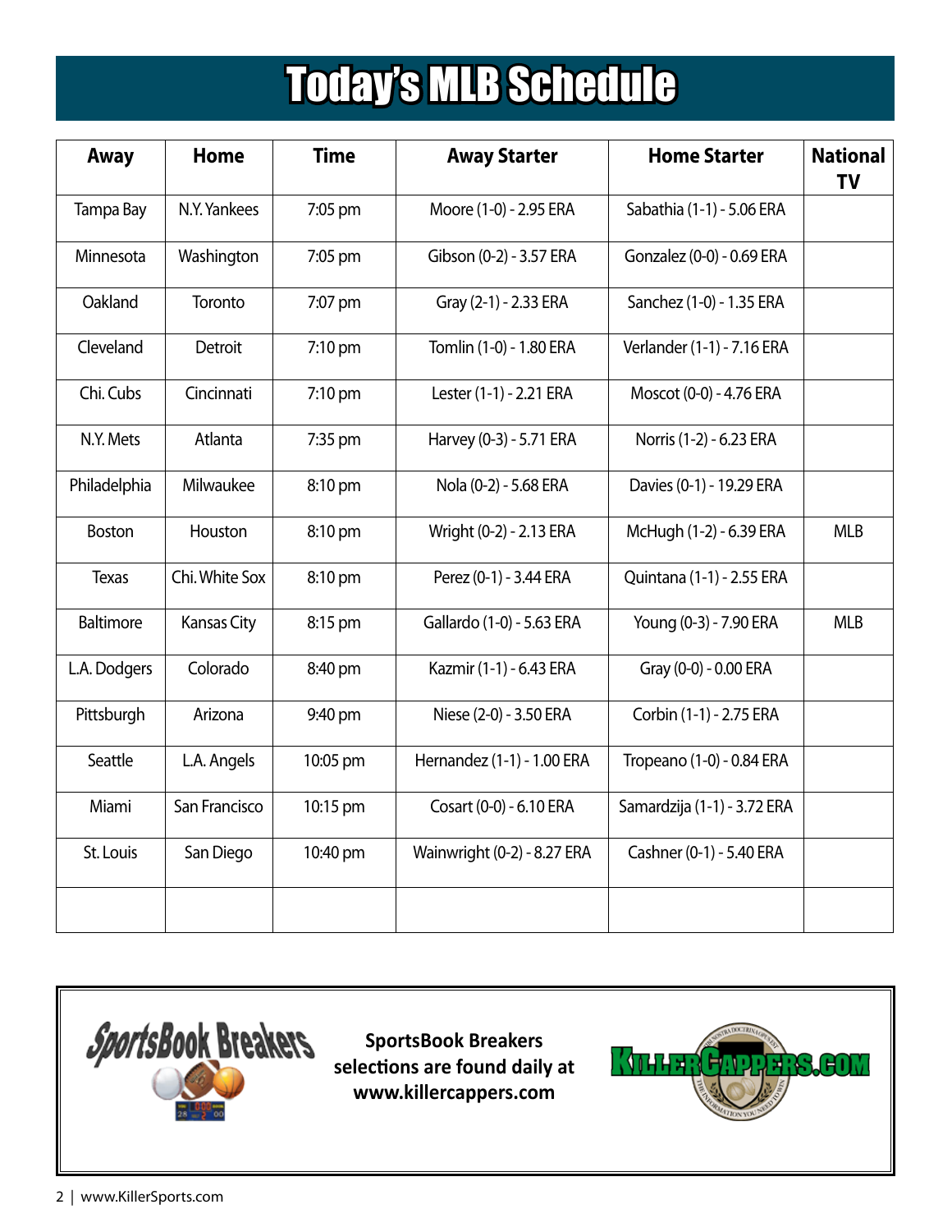# Today's MLB Schedule

| Away | Home | Time | Away Starter | Home Starter | National TV |
|---|---|---|---|---|---|
| Tampa Bay | N.Y. Yankees | 7:05 pm | Moore (1-0) - 2.95 ERA | Sabathia (1-1) - 5.06 ERA | |
| Minnesota | Washington | 7:05 pm | Gibson (0-2) - 3.57 ERA | Gonzalez (0-0) - 0.69 ERA | |
| Oakland | Toronto | 7:07 pm | Gray (2-1) - 2.33 ERA | Sanchez (1-0) - 1.35 ERA | |
| Cleveland | Detroit | 7:10 pm | Tomlin (1-0) - 1.80 ERA | Verlander (1-1) - 7.16 ERA | |
| Chi. Cubs | Cincinnati | 7:10 pm | Lester (1-1) - 2.21 ERA | Moscot (0-0) - 4.76 ERA | |
| N.Y. Mets | Atlanta | 7:35 pm | Harvey (0-3) - 5.71 ERA | Norris (1-2) - 6.23 ERA | |
| Philadelphia | Milwaukee | 8:10 pm | Nola (0-2) - 5.68 ERA | Davies (0-1) - 19.29 ERA | |
| Boston | Houston | 8:10 pm | Wright (0-2) - 2.13 ERA | McHugh (1-2) - 6.39 ERA | MLB |
| Texas | Chi. White Sox | 8:10 pm | Perez (0-1) - 3.44 ERA | Quintana (1-1) - 2.55 ERA | |
| Baltimore | Kansas City | 8:15 pm | Gallardo (1-0) - 5.63 ERA | Young (0-3) - 7.90 ERA | MLB |
| L.A. Dodgers | Colorado | 8:40 pm | Kazmir (1-1) - 6.43 ERA | Gray (0-0) - 0.00 ERA | |
| Pittsburgh | Arizona | 9:40 pm | Niese (2-0) - 3.50 ERA | Corbin (1-1) - 2.75 ERA | |
| Seattle | L.A. Angels | 10:05 pm | Hernandez (1-1) - 1.00 ERA | Tropeano (1-0) - 0.84 ERA | |
| Miami | San Francisco | 10:15 pm | Cosart (0-0) - 6.10 ERA | Samardzija (1-1) - 3.72 ERA | |
| St. Louis | San Diego | 10:40 pm | Wainwright (0-2) - 8.27 ERA | Cashner (0-1) - 5.40 ERA | |
| | | | | | |

SportsBook Breakers

**SportsBook Breakers selections are found daily at www.killercappers.com**

KILLERCAPPERS.COM